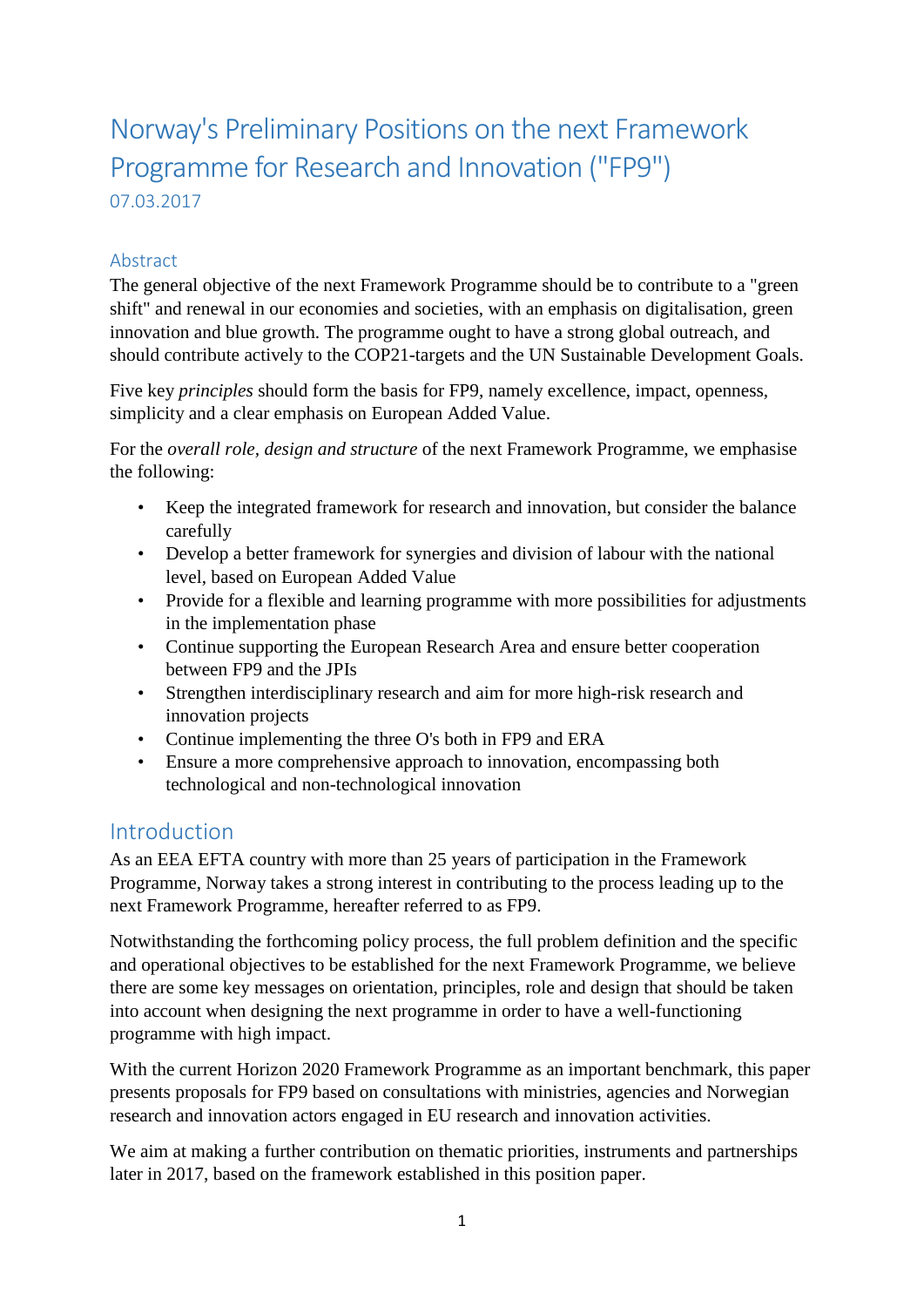# Norway's Preliminary Positions on the next Framework Programme for Research and Innovation ("FP9")

07.03.2017

## Abstract

The general objective of the next Framework Programme should be to contribute to a "green shift" and renewal in our economies and societies, with an emphasis on digitalisation, green innovation and blue growth. The programme ought to have a strong global outreach, and should contribute actively to the COP21-targets and the UN Sustainable Development Goals.

Five key *principles* should form the basis for FP9, namely excellence, impact, openness, simplicity and a clear emphasis on European Added Value.

For the *overall role, design and structure* of the next Framework Programme, we emphasise the following:

- Keep the integrated framework for research and innovation, but consider the balance carefully
- Develop a better framework for synergies and division of labour with the national level, based on European Added Value
- Provide for a flexible and learning programme with more possibilities for adjustments in the implementation phase
- Continue supporting the European Research Area and ensure better cooperation between FP9 and the JPIs
- Strengthen interdisciplinary research and aim for more high-risk research and innovation projects
- Continue implementing the three O's both in FP9 and ERA
- Ensure a more comprehensive approach to innovation, encompassing both technological and non-technological innovation

## Introduction

As an EEA EFTA country with more than 25 years of participation in the Framework Programme, Norway takes a strong interest in contributing to the process leading up to the next Framework Programme, hereafter referred to as FP9.

Notwithstanding the forthcoming policy process, the full problem definition and the specific and operational objectives to be established for the next Framework Programme, we believe there are some key messages on orientation, principles, role and design that should be taken into account when designing the next programme in order to have a well-functioning programme with high impact.

With the current Horizon 2020 Framework Programme as an important benchmark, this paper presents proposals for FP9 based on consultations with ministries, agencies and Norwegian research and innovation actors engaged in EU research and innovation activities.

We aim at making a further contribution on thematic priorities, instruments and partnerships later in 2017, based on the framework established in this position paper.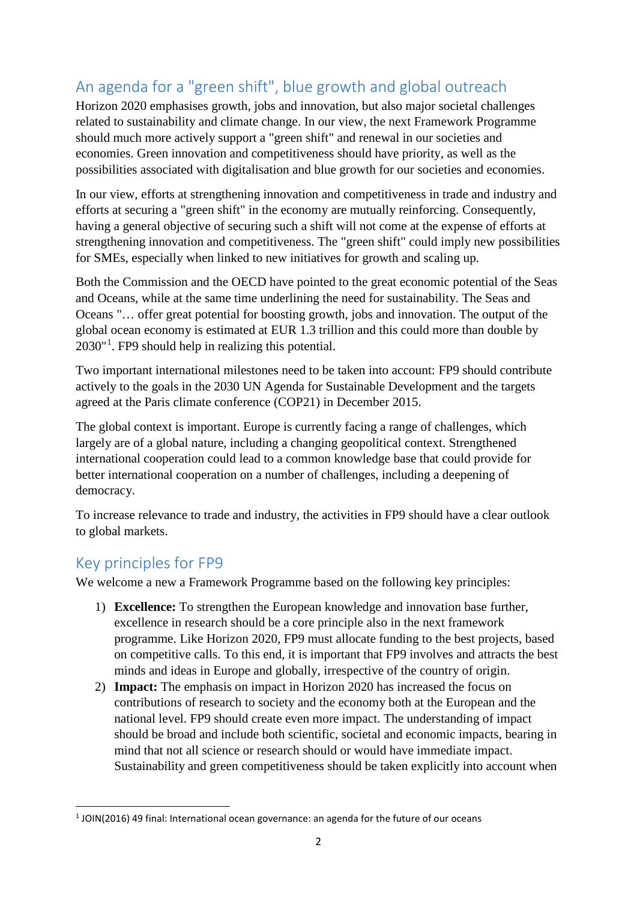## An agenda for a "green shift", blue growth and global outreach

Horizon 2020 emphasises growth, jobs and innovation, but also major societal challenges related to sustainability and climate change. In our view, the next Framework Programme should much more actively support a "green shift" and renewal in our societies and economies. Green innovation and competitiveness should have priority, as well as the possibilities associated with digitalisation and blue growth for our societies and economies.

In our view, efforts at strengthening innovation and competitiveness in trade and industry and efforts at securing a "green shift" in the economy are mutually reinforcing. Consequently, having a general objective of securing such a shift will not come at the expense of efforts at strengthening innovation and competitiveness. The "green shift" could imply new possibilities for SMEs, especially when linked to new initiatives for growth and scaling up.

Both the Commission and the OECD have pointed to the great economic potential of the Seas and Oceans, while at the same time underlining the need for sustainability. The Seas and Oceans "… offer great potential for boosting growth, jobs and innovation. The output of the global ocean economy is estimated at EUR 1.3 trillion and this could more than double by 2030"[1]. FP9 should help in realizing this potential.

Two important international milestones need to be taken into account: FP9 should contribute actively to the goals in the 2030 UN Agenda for Sustainable Development and the targets agreed at the Paris climate conference (COP21) in December 2015.

The global context is important. Europe is currently facing a range of challenges, which largely are of a global nature, including a changing geopolitical context. Strengthened international cooperation could lead to a common knowledge base that could provide for better international cooperation on a number of challenges, including a deepening of democracy.

To increase relevance to trade and industry, the activities in FP9 should have a clear outlook to global markets.

## Key principles for FP9

We welcome a new a Framework Programme based on the following key principles:

1) **Excellence:** To strengthen the European knowledge and innovation base further, excellence in research should be a core principle also in the next framework programme. Like Horizon 2020, FP9 must allocate funding to the best projects, based on competitive calls. To this end, it is important that FP9 involves and attracts the best minds and ideas in Europe and globally, irrespective of the country of origin.
2) **Impact:** The emphasis on impact in Horizon 2020 has increased the focus on contributions of research to society and the economy both at the European and the national level. FP9 should create even more impact. The understanding of impact should be broad and include both scientific, societal and economic impacts, bearing in mind that not all science or research should or would have immediate impact. Sustainability and green competitiveness should be taken explicitly into account when

[1] JOIN(2016) 49 final: International ocean governance: an agenda for the future of our oceans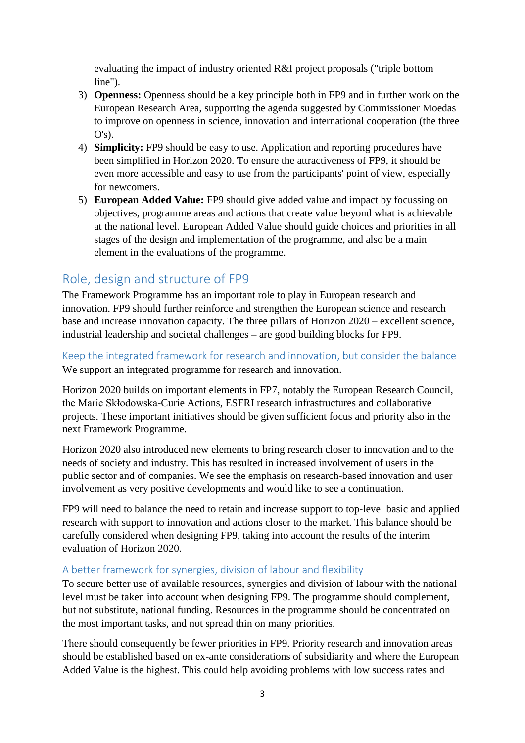evaluating the impact of industry oriented R&I project proposals ("triple bottom line").

3) **Openness:** Openness should be a key principle both in FP9 and in further work on the European Research Area, supporting the agenda suggested by Commissioner Moedas to improve on openness in science, innovation and international cooperation (the three O's).
4) **Simplicity:** FP9 should be easy to use. Application and reporting procedures have been simplified in Horizon 2020. To ensure the attractiveness of FP9, it should be even more accessible and easy to use from the participants' point of view, especially for newcomers.
5) **European Added Value:** FP9 should give added value and impact by focussing on objectives, programme areas and actions that create value beyond what is achievable at the national level. European Added Value should guide choices and priorities in all stages of the design and implementation of the programme, and also be a main element in the evaluations of the programme.

## Role, design and structure of FP9

The Framework Programme has an important role to play in European research and innovation. FP9 should further reinforce and strengthen the European science and research base and increase innovation capacity. The three pillars of Horizon 2020 – excellent science, industrial leadership and societal challenges – are good building blocks for FP9.

### Keep the integrated framework for research and innovation, but consider the balance

We support an integrated programme for research and innovation.

Horizon 2020 builds on important elements in FP7, notably the European Research Council, the Marie Skłodowska-Curie Actions, ESFRI research infrastructures and collaborative projects. These important initiatives should be given sufficient focus and priority also in the next Framework Programme.

Horizon 2020 also introduced new elements to bring research closer to innovation and to the needs of society and industry. This has resulted in increased involvement of users in the public sector and of companies. We see the emphasis on research-based innovation and user involvement as very positive developments and would like to see a continuation.

FP9 will need to balance the need to retain and increase support to top-level basic and applied research with support to innovation and actions closer to the market. This balance should be carefully considered when designing FP9, taking into account the results of the interim evaluation of Horizon 2020.

### A better framework for synergies, division of labour and flexibility

To secure better use of available resources, synergies and division of labour with the national level must be taken into account when designing FP9. The programme should complement, but not substitute, national funding. Resources in the programme should be concentrated on the most important tasks, and not spread thin on many priorities.

There should consequently be fewer priorities in FP9. Priority research and innovation areas should be established based on ex-ante considerations of subsidiarity and where the European Added Value is the highest. This could help avoiding problems with low success rates and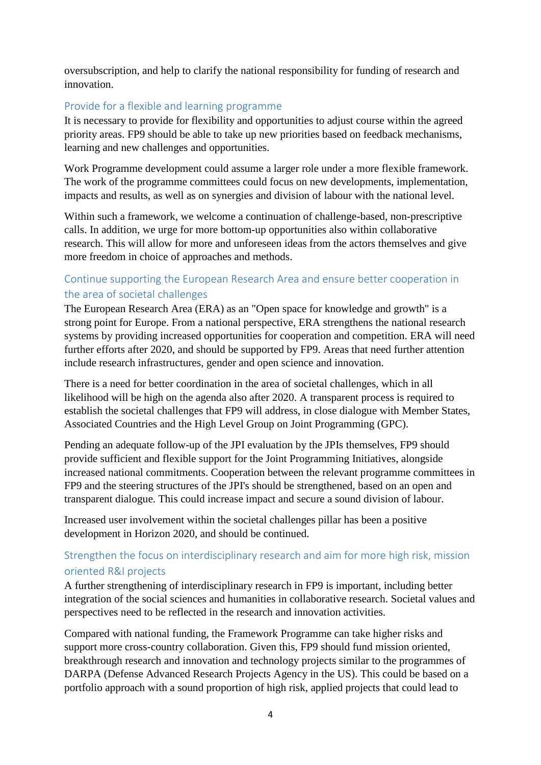oversubscription, and help to clarify the national responsibility for funding of research and innovation.

## Provide for a flexible and learning programme

It is necessary to provide for flexibility and opportunities to adjust course within the agreed priority areas. FP9 should be able to take up new priorities based on feedback mechanisms, learning and new challenges and opportunities.

Work Programme development could assume a larger role under a more flexible framework. The work of the programme committees could focus on new developments, implementation, impacts and results, as well as on synergies and division of labour with the national level.

Within such a framework, we welcome a continuation of challenge-based, non-prescriptive calls. In addition, we urge for more bottom-up opportunities also within collaborative research. This will allow for more and unforeseen ideas from the actors themselves and give more freedom in choice of approaches and methods.

## Continue supporting the European Research Area and ensure better cooperation in the area of societal challenges

The European Research Area (ERA) as an "Open space for knowledge and growth" is a strong point for Europe. From a national perspective, ERA strengthens the national research systems by providing increased opportunities for cooperation and competition. ERA will need further efforts after 2020, and should be supported by FP9. Areas that need further attention include research infrastructures, gender and open science and innovation.

There is a need for better coordination in the area of societal challenges, which in all likelihood will be high on the agenda also after 2020. A transparent process is required to establish the societal challenges that FP9 will address, in close dialogue with Member States, Associated Countries and the High Level Group on Joint Programming (GPC).

Pending an adequate follow-up of the JPI evaluation by the JPIs themselves, FP9 should provide sufficient and flexible support for the Joint Programming Initiatives, alongside increased national commitments. Cooperation between the relevant programme committees in FP9 and the steering structures of the JPI's should be strengthened, based on an open and transparent dialogue. This could increase impact and secure a sound division of labour.

Increased user involvement within the societal challenges pillar has been a positive development in Horizon 2020, and should be continued.

## Strengthen the focus on interdisciplinary research and aim for more high risk, mission oriented R&I projects

A further strengthening of interdisciplinary research in FP9 is important, including better integration of the social sciences and humanities in collaborative research. Societal values and perspectives need to be reflected in the research and innovation activities.

Compared with national funding, the Framework Programme can take higher risks and support more cross-country collaboration. Given this, FP9 should fund mission oriented, breakthrough research and innovation and technology projects similar to the programmes of DARPA (Defense Advanced Research Projects Agency in the US). This could be based on a portfolio approach with a sound proportion of high risk, applied projects that could lead to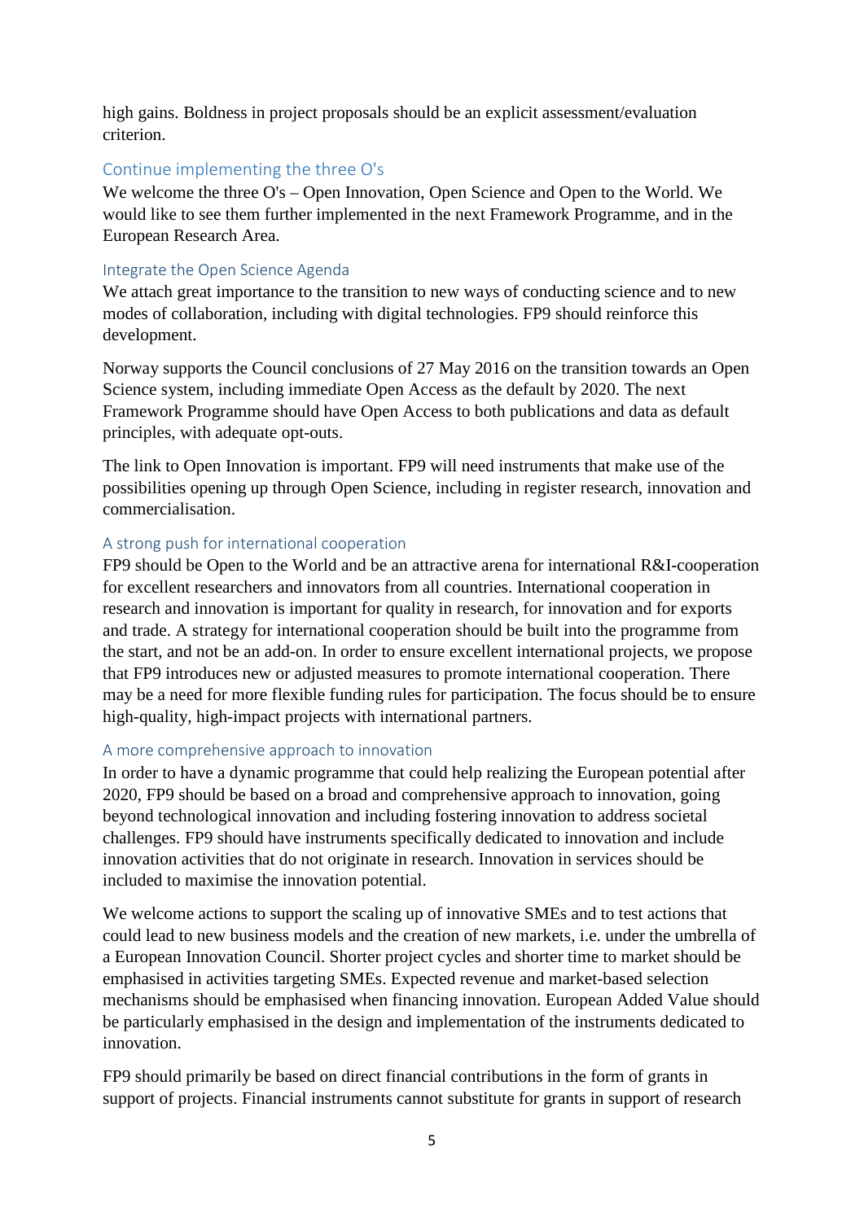high gains. Boldness in project proposals should be an explicit assessment/evaluation criterion.

### Continue implementing the three O's

We welcome the three O's – Open Innovation, Open Science and Open to the World. We would like to see them further implemented in the next Framework Programme, and in the European Research Area.

#### Integrate the Open Science Agenda

We attach great importance to the transition to new ways of conducting science and to new modes of collaboration, including with digital technologies. FP9 should reinforce this development.

Norway supports the Council conclusions of 27 May 2016 on the transition towards an Open Science system, including immediate Open Access as the default by 2020. The next Framework Programme should have Open Access to both publications and data as default principles, with adequate opt-outs.

The link to Open Innovation is important. FP9 will need instruments that make use of the possibilities opening up through Open Science, including in register research, innovation and commercialisation.

#### A strong push for international cooperation

FP9 should be Open to the World and be an attractive arena for international R&I-cooperation for excellent researchers and innovators from all countries. International cooperation in research and innovation is important for quality in research, for innovation and for exports and trade. A strategy for international cooperation should be built into the programme from the start, and not be an add-on. In order to ensure excellent international projects, we propose that FP9 introduces new or adjusted measures to promote international cooperation. There may be a need for more flexible funding rules for participation. The focus should be to ensure high-quality, high-impact projects with international partners.

#### A more comprehensive approach to innovation

In order to have a dynamic programme that could help realizing the European potential after 2020, FP9 should be based on a broad and comprehensive approach to innovation, going beyond technological innovation and including fostering innovation to address societal challenges. FP9 should have instruments specifically dedicated to innovation and include innovation activities that do not originate in research. Innovation in services should be included to maximise the innovation potential.

We welcome actions to support the scaling up of innovative SMEs and to test actions that could lead to new business models and the creation of new markets, i.e. under the umbrella of a European Innovation Council. Shorter project cycles and shorter time to market should be emphasised in activities targeting SMEs. Expected revenue and market-based selection mechanisms should be emphasised when financing innovation. European Added Value should be particularly emphasised in the design and implementation of the instruments dedicated to innovation.

FP9 should primarily be based on direct financial contributions in the form of grants in support of projects. Financial instruments cannot substitute for grants in support of research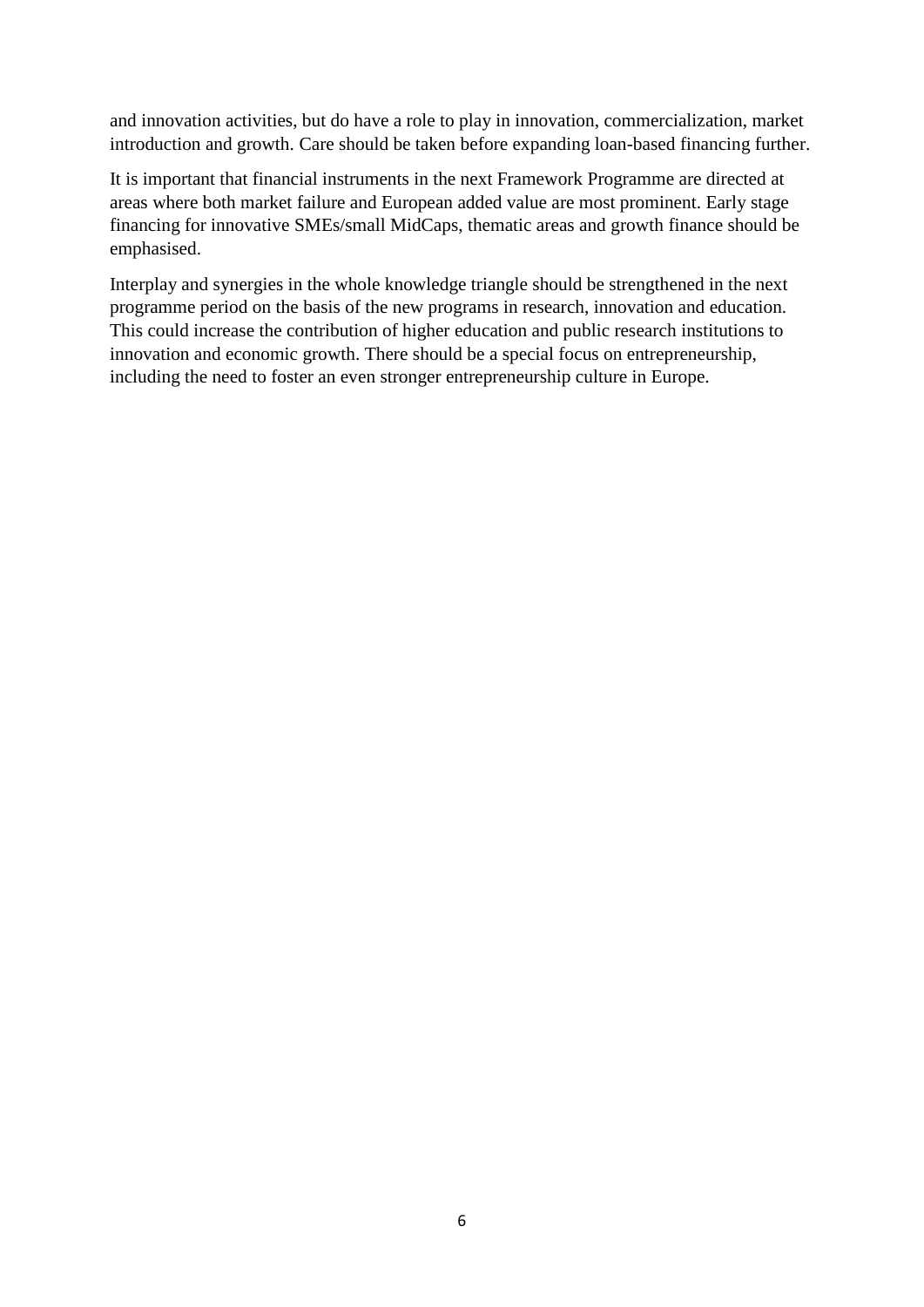and innovation activities, but do have a role to play in innovation, commercialization, market introduction and growth. Care should be taken before expanding loan-based financing further.

It is important that financial instruments in the next Framework Programme are directed at areas where both market failure and European added value are most prominent. Early stage financing for innovative SMEs/small MidCaps, thematic areas and growth finance should be emphasised.

Interplay and synergies in the whole knowledge triangle should be strengthened in the next programme period on the basis of the new programs in research, innovation and education. This could increase the contribution of higher education and public research institutions to innovation and economic growth. There should be a special focus on entrepreneurship, including the need to foster an even stronger entrepreneurship culture in Europe.